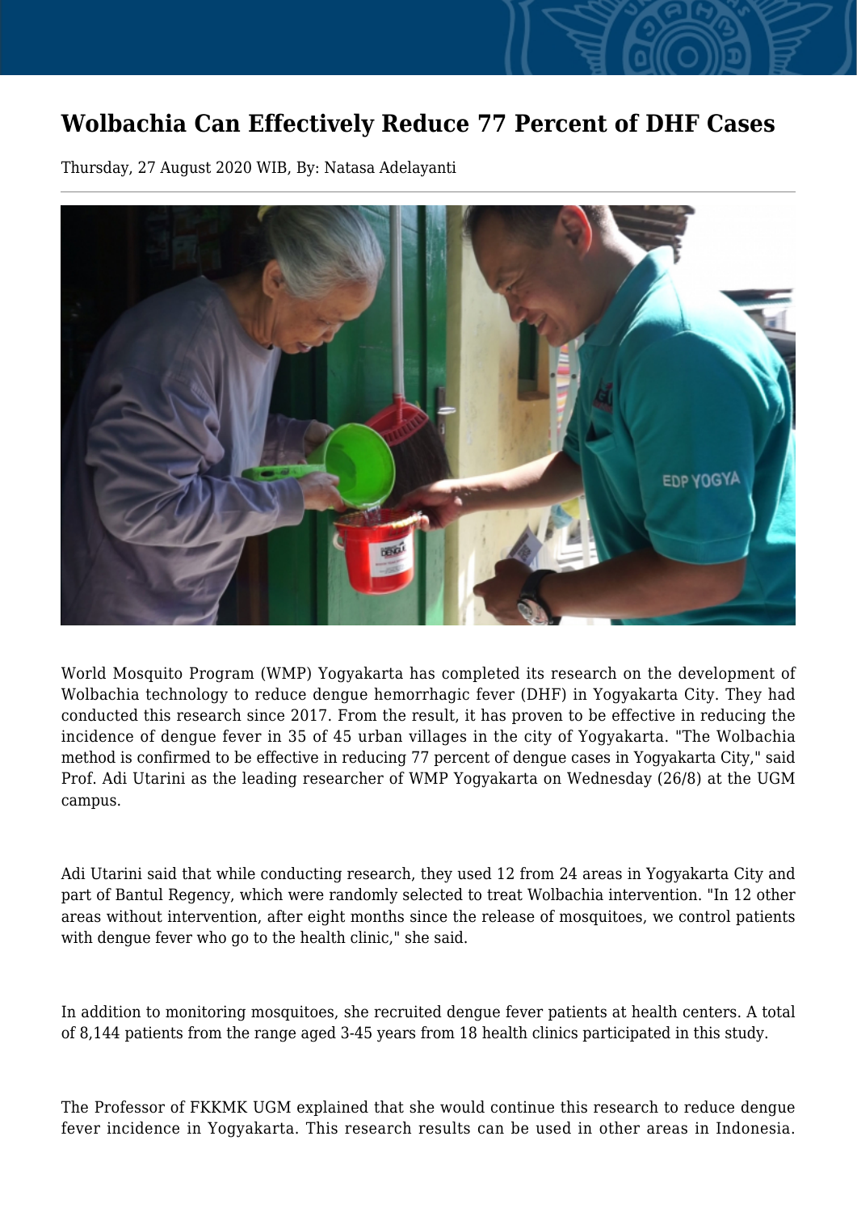# Wolbachia Can Effectively Reduce 77 Percent of DHF Cases

Thursday, 27 August 2020 WIB, By: Natasa Adelayanti

World Mosquito Program (WMP) Yogyakarta has completed its research on the development of Wolbachia technology to reduce dengue hemorrhagic fever (DHF) in Yogyakarta City. They had conducted this research since 2017. From the result, it has proven to be effective in reducing the incidence of dengue fever in 35 of 45 urban villages in the city of Yogyakarta. "The Wolbachia method is confirmed to be effective in reducing 77 percent of dengue cases in Yogyakarta City," said Prof. Adi Utarini as the leading researcher of WMP Yogyakarta on Wednesday (26/8) at the UGM campus.

Adi Utarini said that while conducting research, they used 12 from 24 areas in Yogyakarta City and part of Bantul Regency, which were randomly selected to treat Wolbachia intervention. "In 12 other areas without intervention, after eight months since the release of mosquitoes, we control patients with dengue fever who go to the health clinic," she said.

In addition to monitoring mosquitoes, she recruited dengue fever patients at health centers. A total of 8,144 patients from the range aged 3-45 years from 18 health clinics participated in this study.

The Professor of FKKMK UGM explained that she would continue this research to reduce dengue fever incidence in Yogyakarta. This research results can be used in other areas in Indonesia.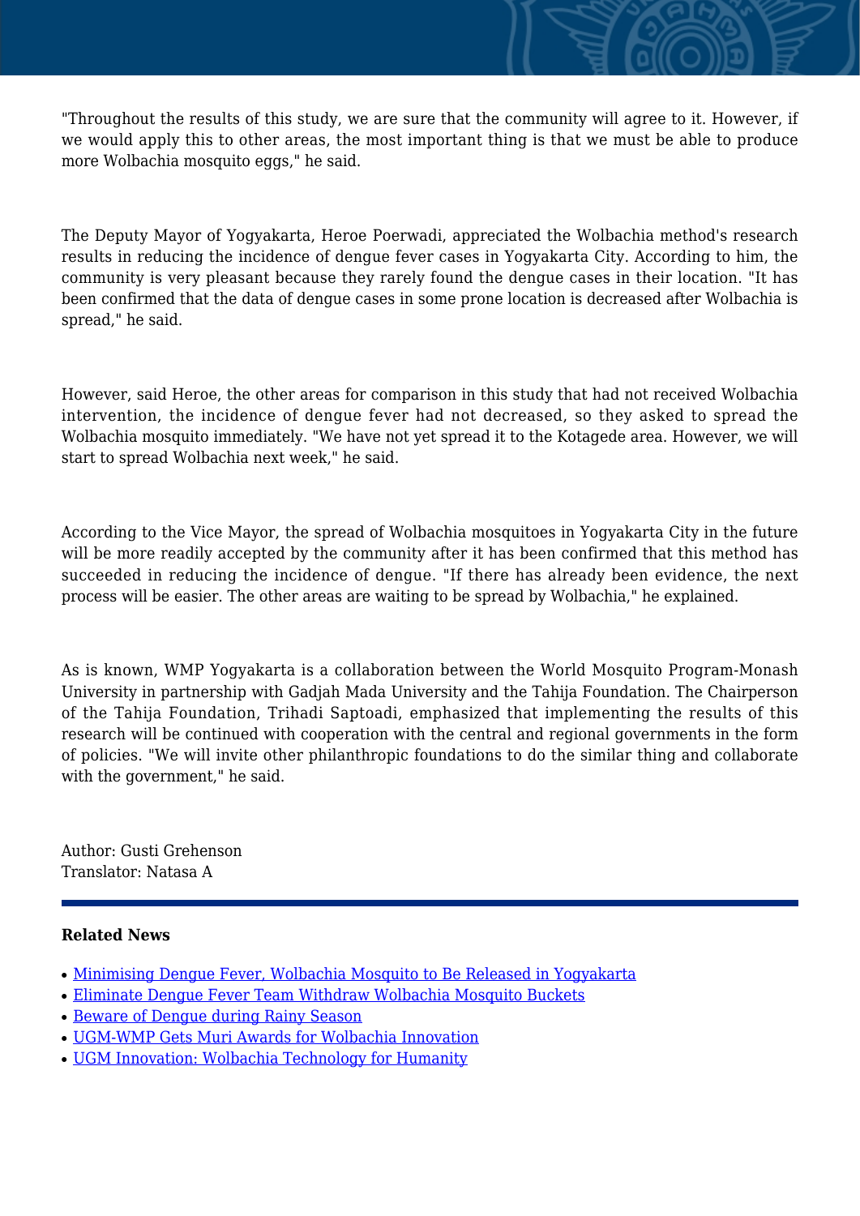"Throughout the results of this study, we are sure that the community will agree to it. However, if we would apply this to other areas, the most important thing is that we must be able to produce more Wolbachia mosquito eggs," he said.

The Deputy Mayor of Yogyakarta, Heroe Poerwadi, appreciated the Wolbachia method's research results in reducing the incidence of dengue fever cases in Yogyakarta City. According to him, the community is very pleasant because they rarely found the dengue cases in their location. "It has been confirmed that the data of dengue cases in some prone location is decreased after Wolbachia is spread," he said.

However, said Heroe, the other areas for comparison in this study that had not received Wolbachia intervention, the incidence of dengue fever had not decreased, so they asked to spread the Wolbachia mosquito immediately. "We have not yet spread it to the Kotagede area. However, we will start to spread Wolbachia next week," he said.

According to the Vice Mayor, the spread of Wolbachia mosquitoes in Yogyakarta City in the future will be more readily accepted by the community after it has been confirmed that this method has succeeded in reducing the incidence of dengue. "If there has already been evidence, the next process will be easier. The other areas are waiting to be spread by Wolbachia," he explained.

As is known, WMP Yogyakarta is a collaboration between the World Mosquito Program-Monash University in partnership with Gadjah Mada University and the Tahija Foundation. The Chairperson of the Tahija Foundation, Trihadi Saptoadi, emphasized that implementing the results of this research will be continued with cooperation with the central and regional governments in the form of policies. "We will invite other philanthropic foundations to do the similar thing and collaborate with the government," he said.

Author: Gusti Grehenson
Translator: Natasa A

### Related News

- Minimising Dengue Fever, Wolbachia Mosquito to Be Released in Yogyakarta
- Eliminate Dengue Fever Team Withdraw Wolbachia Mosquito Buckets
- Beware of Dengue during Rainy Season
- UGM-WMP Gets Muri Awards for Wolbachia Innovation
- UGM Innovation: Wolbachia Technology for Humanity